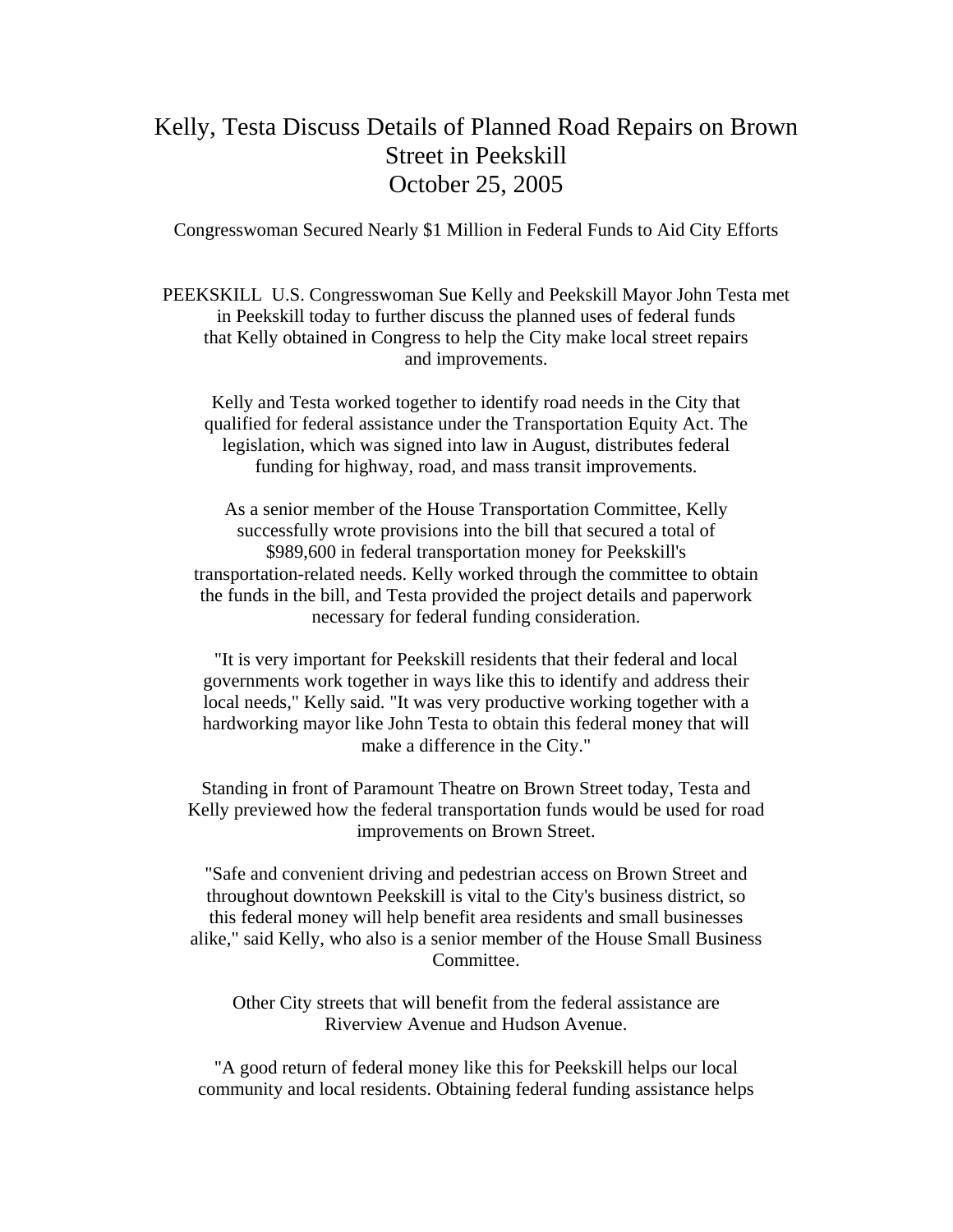# Kelly, Testa Discuss Details of Planned Road Repairs on Brown Street in Peekskill
October 25, 2005

Congresswoman Secured Nearly $1 Million in Federal Funds to Aid City Efforts

PEEKSKILL U.S. Congresswoman Sue Kelly and Peekskill Mayor John Testa met in Peekskill today to further discuss the planned uses of federal funds that Kelly obtained in Congress to help the City make local street repairs and improvements.

Kelly and Testa worked together to identify road needs in the City that qualified for federal assistance under the Transportation Equity Act. The legislation, which was signed into law in August, distributes federal funding for highway, road, and mass transit improvements.

As a senior member of the House Transportation Committee, Kelly successfully wrote provisions into the bill that secured a total of $989,600 in federal transportation money for Peekskill's transportation-related needs. Kelly worked through the committee to obtain the funds in the bill, and Testa provided the project details and paperwork necessary for federal funding consideration.

"It is very important for Peekskill residents that their federal and local governments work together in ways like this to identify and address their local needs," Kelly said. "It was very productive working together with a hardworking mayor like John Testa to obtain this federal money that will make a difference in the City."

Standing in front of Paramount Theatre on Brown Street today, Testa and Kelly previewed how the federal transportation funds would be used for road improvements on Brown Street.

"Safe and convenient driving and pedestrian access on Brown Street and throughout downtown Peekskill is vital to the City's business district, so this federal money will help benefit area residents and small businesses alike," said Kelly, who also is a senior member of the House Small Business Committee.

Other City streets that will benefit from the federal assistance are Riverview Avenue and Hudson Avenue.

"A good return of federal money like this for Peekskill helps our local community and local residents. Obtaining federal funding assistance helps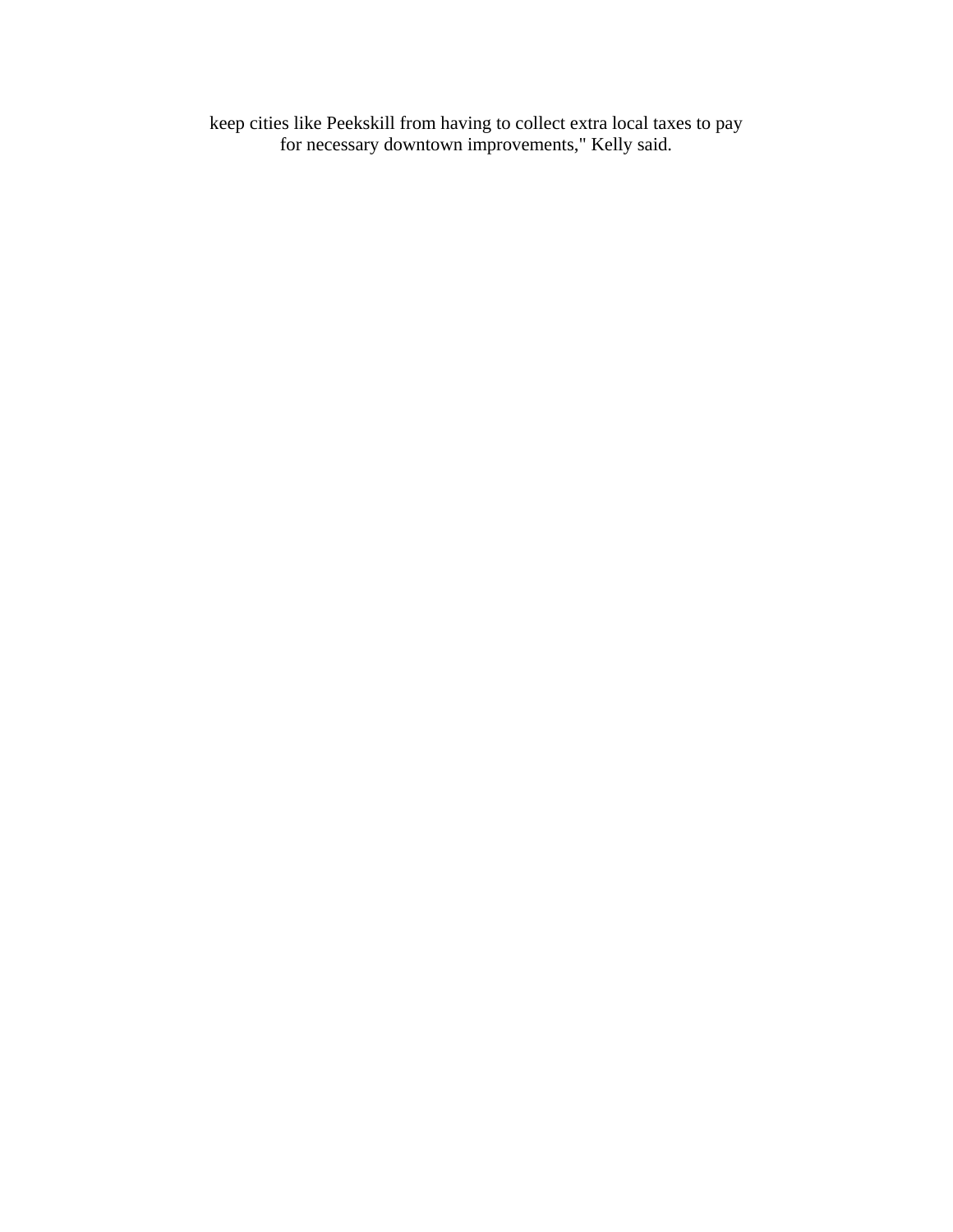keep cities like Peekskill from having to collect extra local taxes to pay for necessary downtown improvements," Kelly said.